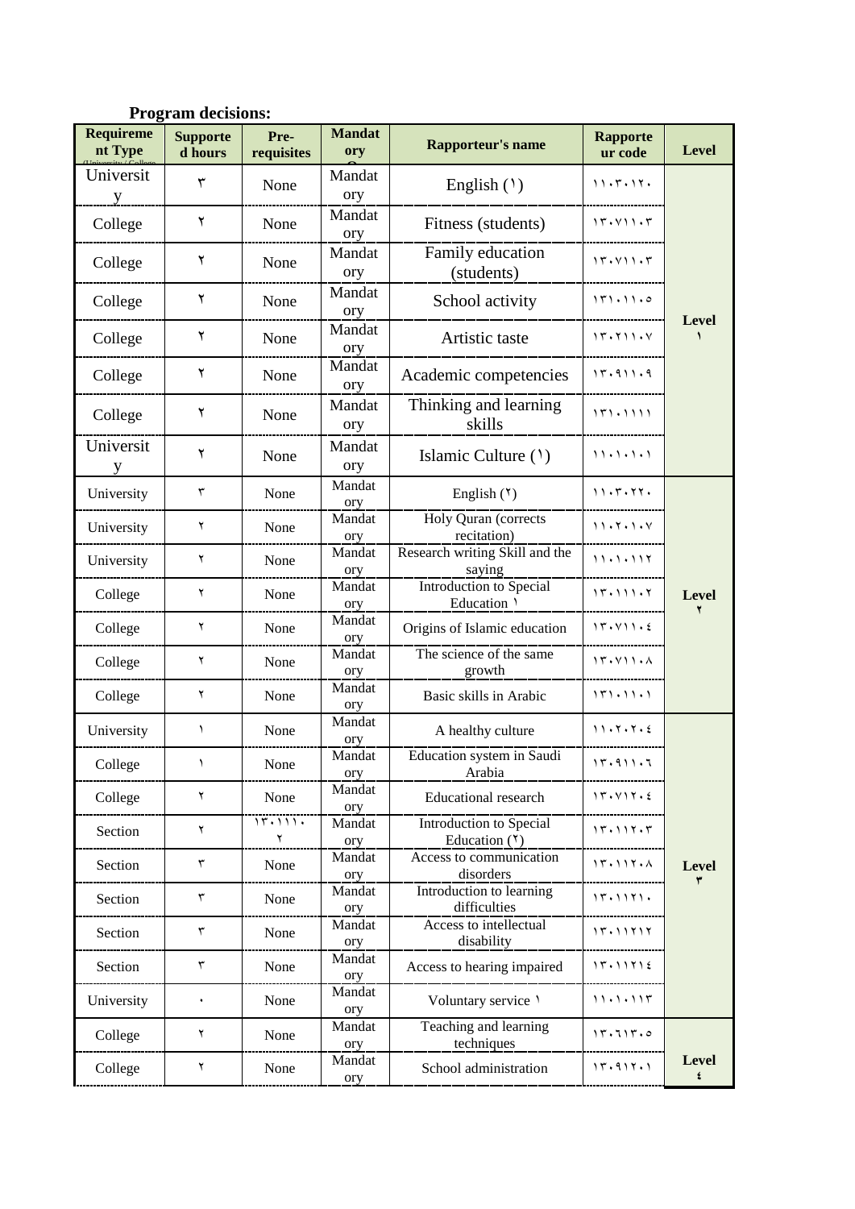**Program decisions:**

| Requirement Type (University / College...) | Supported hours | Pre-requisites | Mandatory | Rapporteur's name | Rapporteur code | Level |
|---|---|---|---|---|---|---|
| University | ٣ | None | Mandatory | English (١) | ١١٠٣٠١٢٠ | Level ١ |
| College | ٢ | None | Mandatory | Fitness (students) | ١٣٠٧١١٠٣ | |
| College | ٢ | None | Mandatory | Family education (students) | ١٣٠٧١١٠٣ | |
| College | ٢ | None | Mandatory | School activity | ١٣١٠١١٠٥ | |
| College | ٢ | None | Mandatory | Artistic taste | ١٣٠٢١١٠٧ | |
| College | ٢ | None | Mandatory | Academic competencies | ١٣٠٩١١٠٩ | |
| College | ٢ | None | Mandatory | Thinking and learning skills | ١٣١٠١١١١ | |
| University | ٢ | None | Mandatory | Islamic Culture (١) | ١١٠١٠١٠١ | |
| University | ٣ | None | Mandatory | English (٢) | ١١٠٣٠٢٢٠ | Level ٢ |
| University | ٢ | None | Mandatory | Holy Quran (corrects recitation) | ١١٠٢٠١٠٧ | |
| University | ٢ | None | Mandatory | Research writing Skill and the saying | ١١٠١٠١١٢ | |
| College | ٢ | None | Mandatory | Introduction to Special Education ١ | ١٣٠١١١٠٢ | |
| College | ٢ | None | Mandatory | Origins of Islamic education | ١٣٠٧١١٠٤ | |
| College | ٢ | None | Mandatory | The science of the same growth | ١٣٠٧١١٠٨ | |
| College | ٢ | None | Mandatory | Basic skills in Arabic | ١٣١٠١١٠١ | |
| University | ١ | None | Mandatory | A healthy culture | ١١٠٢٠٢٠٤ | Level ٣ |
| College | ١ | None | Mandatory | Education system in Saudi Arabia | ١٣٠٩١١٠٦ | |
| College | ٢ | None | Mandatory | Educational research | ١٣٠٧١٢٠٤ | |
| Section | ٢ | ١٣٠١١١٠٢ | Mandatory | Introduction to Special Education (٢) | ١٣٠١١٢٠٣ | |
| Section | ٣ | None | Mandatory | Access to communication disorders | ١٣٠١١٢٠٨ | |
| Section | ٣ | None | Mandatory | Introduction to learning difficulties | ١٣٠١١٢١٠ | |
| Section | ٣ | None | Mandatory | Access to intellectual disability | ١٣٠١١٢١٢ | |
| Section | ٣ | None | Mandatory | Access to hearing impaired | ١٣٠١١٢١٤ | |
| University | ٠ | None | Mandatory | Voluntary service ١ | ١١٠١٠١١٣ | |
| College | ٢ | None | Mandatory | Teaching and learning techniques | ١٣٠٦١٣٠٥ | Level ٤ |
| College | ٢ | None | Mandatory | School administration | ١٣٠٩١٢٠١ | |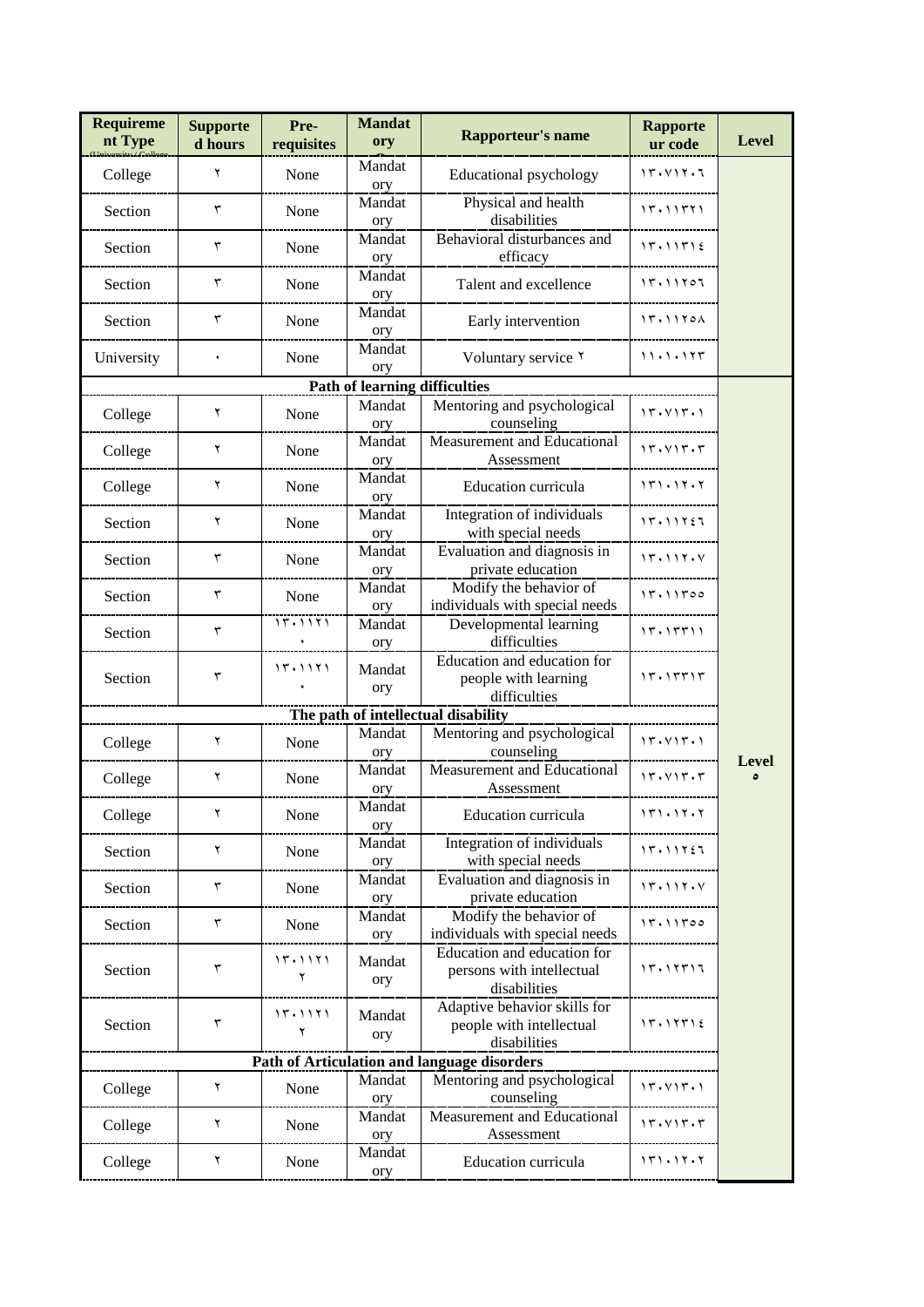| Requirement Type (University / College ...) | Supported hours | Pre-requisites | Mandatory | Rapporteur's name | Rapporteur code | Level |
|---|---|---|---|---|---|---|
| College | ٢ | None | Mandatory | Educational psychology | ١٣٠٧١٢٠٦ | |
| Section | ٣ | None | Mandatory | Physical and health disabilities | ١٣٠١١٣٢١ | |
| Section | ٣ | None | Mandatory | Behavioral disturbances and efficacy | ١٣٠١١٣١٤ | |
| Section | ٣ | None | Mandatory | Talent and excellence | ١٣٠١١٢٥٦ | |
| Section | ٣ | None | Mandatory | Early intervention | ١٣٠١١٢٥٨ | |
| University | ٠ | None | Mandatory | Voluntary service ٢ | ١١٠١٠١٢٣ | |
| **Path of learning difficulties** | | | | | | Level ٥ |
| College | ٢ | None | Mandatory | Mentoring and psychological counseling | ١٣٠٧١٣٠١ | |
| College | ٢ | None | Mandatory | Measurement and Educational Assessment | ١٣٠٧١٣٠٣ | |
| College | ٢ | None | Mandatory | Education curricula | ١٣١٠١٢٠٢ | |
| Section | ٢ | None | Mandatory | Integration of individuals with special needs | ١٣٠١١٢٤٦ | |
| Section | ٣ | None | Mandatory | Evaluation and diagnosis in private education | ١٣٠١١٢٠٧ | |
| Section | ٣ | None | Mandatory | Modify the behavior of individuals with special needs | ١٣٠١١٣٥٥ | |
| Section | ٣ | ١٣٠١١٢١٠ | Mandatory | Developmental learning difficulties | ١٣٠١٢٣١١ | |
| Section | ٣ | ١٣٠١١٢١٠ | Mandatory | Education and education for people with learning difficulties | ١٣٠١٢٣١٣ | |
| **The path of intellectual disability** | | | | | | |
| College | ٢ | None | Mandatory | Mentoring and psychological counseling | ١٣٠٧١٣٠١ | |
| College | ٢ | None | Mandatory | Measurement and Educational Assessment | ١٣٠٧١٣٠٣ | |
| College | ٢ | None | Mandatory | Education curricula | ١٣١٠١٢٠٢ | |
| Section | ٢ | None | Mandatory | Integration of individuals with special needs | ١٣٠١١٢٤٦ | |
| Section | ٣ | None | Mandatory | Evaluation and diagnosis in private education | ١٣٠١١٢٠٧ | |
| Section | ٣ | None | Mandatory | Modify the behavior of individuals with special needs | ١٣٠١١٣٥٥ | |
| Section | ٣ | ١٣٠١١٢١٢ | Mandatory | Education and education for persons with intellectual disabilities | ١٣٠١٢٣١٦ | |
| Section | ٣ | ١٣٠١١٢١٢ | Mandatory | Adaptive behavior skills for people with intellectual disabilities | ١٣٠١٢٣١٤ | |
| **Path of Articulation and language disorders** | | | | | | |
| College | ٢ | None | Mandatory | Mentoring and psychological counseling | ١٣٠٧١٣٠١ | |
| College | ٢ | None | Mandatory | Measurement and Educational Assessment | ١٣٠٧١٣٠٣ | |
| College | ٢ | None | Mandatory | Education curricula | ١٣١٠١٢٠٢ | |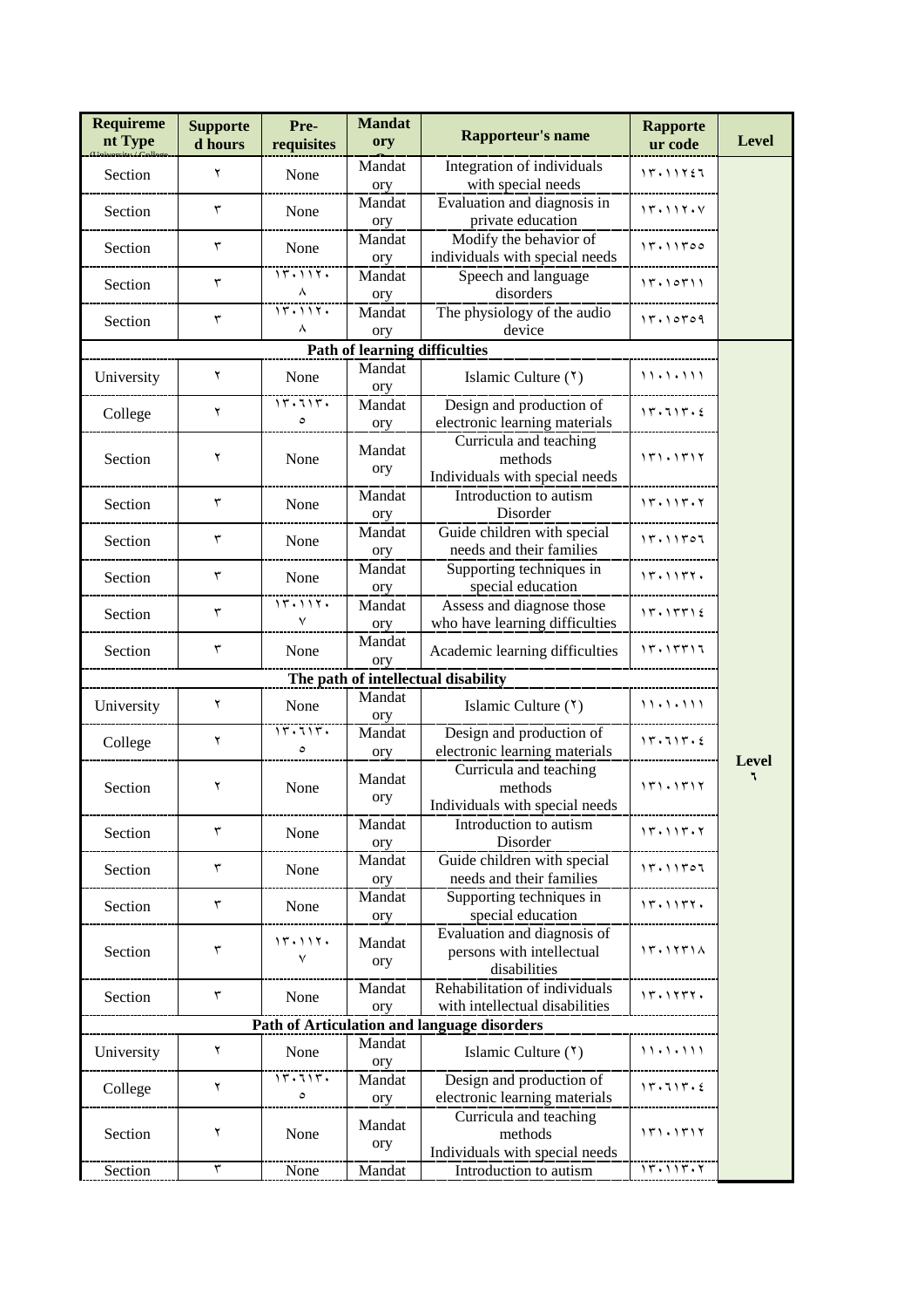| Requirement Type (University / College...) | Supported hours | Pre-requisites | Mandatory | Rapporteur's name | Rapporteur code | Level |
|---|---|---|---|---|---|---|
| Section | ٢ | None | Mandatory | Integration of individuals with special needs | ١٣٠١١٢٤٦ | |
| Section | ٣ | None | Mandatory | Evaluation and diagnosis in private education | ١٣٠١١٢٠٧ | |
| Section | ٣ | None | Mandatory | Modify the behavior of individuals with special needs | ١٣٠١١٣٥٥ | |
| Section | ٣ | ١٣٠١١٢٠٨ | Mandatory | Speech and language disorders | ١٣٠١٥٣١١ | |
| Section | ٣ | ١٣٠١١٢٠٨ | Mandatory | The physiology of the audio device | ١٣٠١٥٣٥٩ | |
| **Path of learning difficulties** | | | | | | |
| University | ٢ | None | Mandatory | Islamic Culture (٢) | ١١٠١٠١١١ | Level ٦ |
| College | ٢ | ١٣٠٦١٣٠٥ | Mandatory | Design and production of electronic learning materials | ١٣٠٦١٣٠٤ | |
| Section | ٢ | None | Mandatory | Curricula and teaching methods Individuals with special needs | ١٣١٠١٣١٢ | |
| Section | ٣ | None | Mandatory | Introduction to autism Disorder | ١٣٠١١٣٠٢ | |
| Section | ٣ | None | Mandatory | Guide children with special needs and their families | ١٣٠١١٣٥٦ | |
| Section | ٣ | None | Mandatory | Supporting techniques in special education | ١٣٠١١٣٢٠ | |
| Section | ٣ | ١٣٠١١٢٠٧ | Mandatory | Assess and diagnose those who have learning difficulties | ١٣٠١٣٣١٤ | |
| Section | ٣ | None | Mandatory | Academic learning difficulties | ١٣٠١٣٣١٦ | |
| **The path of intellectual disability** | | | | | | |
| University | ٢ | None | Mandatory | Islamic Culture (٢) | ١١٠١٠١١١ | |
| College | ٢ | ١٣٠٦١٣٠٥ | Mandatory | Design and production of electronic learning materials | ١٣٠٦١٣٠٤ | |
| Section | ٢ | None | Mandatory | Curricula and teaching methods Individuals with special needs | ١٣١٠١٣١٢ | |
| Section | ٣ | None | Mandatory | Introduction to autism Disorder | ١٣٠١١٣٠٢ | |
| Section | ٣ | None | Mandatory | Guide children with special needs and their families | ١٣٠١١٣٥٦ | |
| Section | ٣ | None | Mandatory | Supporting techniques in special education | ١٣٠١١٣٢٠ | |
| Section | ٣ | ١٣٠١١٢٠٧ | Mandatory | Evaluation and diagnosis of persons with intellectual disabilities | ١٣٠١٢٣١٨ | |
| Section | ٣ | None | Mandatory | Rehabilitation of individuals with intellectual disabilities | ١٣٠١٢٣٢٠ | |
| **Path of Articulation and language disorders** | | | | | | |
| University | ٢ | None | Mandatory | Islamic Culture (٢) | ١١٠١٠١١١ | |
| College | ٢ | ١٣٠٦١٣٠٥ | Mandatory | Design and production of electronic learning materials | ١٣٠٦١٣٠٤ | |
| Section | ٢ | None | Mandatory | Curricula and teaching methods Individuals with special needs | ١٣١٠١٣١٢ | |
| Section | ٣ | None | Mandatory | Introduction to autism | ١٣٠١١٣٠٢ | |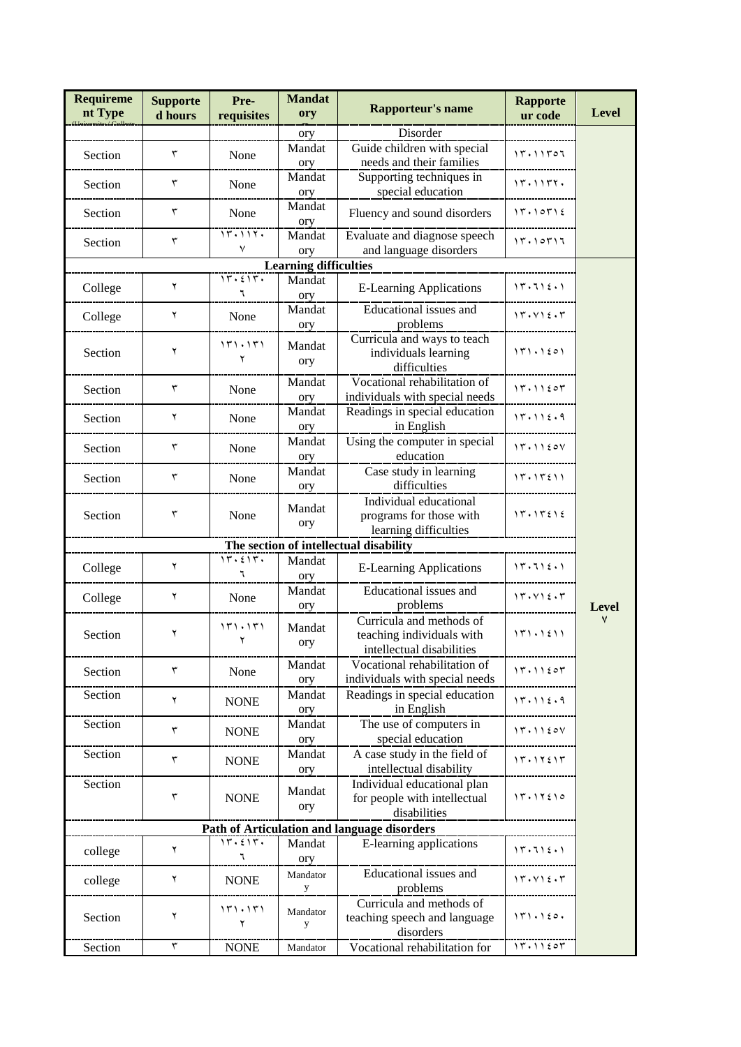| Requirement Type (University / College...) | Supported hours | Pre-requisites | Mandatory | Rapporteur's name | Rapporteur code | Level |
|---|---|---|---|---|---|---|
| | | | ory | Disorder | | |
| Section | ٣ | None | Mandatory | Guide children with special needs and their families | ١٣٠١١٣٥٦ | |
| Section | ٣ | None | Mandatory | Supporting techniques in special education | ١٣٠١١٣٢٠ | |
| Section | ٣ | None | Mandatory | Fluency and sound disorders | ١٣٠١٥٣١٤ | |
| Section | ٣ | ١٣٠١١٢٠٧ | Mandatory | Evaluate and diagnose speech and language disorders | ١٣٠١٥٣١٦ | |
| **Learning difficulties** | | | | | | |
| College | ٢ | ١٣٠٤١٣٠٦ | Mandatory | E-Learning Applications | ١٣٠٦١٤٠١ | Level ٧ |
| College | ٢ | None | Mandatory | Educational issues and problems | ١٣٠٧١٤٠٣ | |
| Section | ٢ | ١٣١٠١٣١٢ | Mandatory | Curricula and ways to teach individuals learning difficulties | ١٣١٠١٤٥١ | |
| Section | ٣ | None | Mandatory | Vocational rehabilitation of individuals with special needs | ١٣٠١١٤٥٣ | |
| Section | ٢ | None | Mandatory | Readings in special education in English | ١٣٠١١٤٠٩ | |
| Section | ٣ | None | Mandatory | Using the computer in special education | ١٣٠١١٤٥٧ | |
| Section | ٣ | None | Mandatory | Case study in learning difficulties | ١٣٠١٣٤١١ | |
| Section | ٣ | None | Mandatory | Individual educational programs for those with learning difficulties | ١٣٠١٣٤١٤ | |
| **The section of intellectual disability** | | | | | | |
| College | ٢ | ١٣٠٤١٣٠٦ | Mandatory | E-Learning Applications | ١٣٠٦١٤٠١ | |
| College | ٢ | None | Mandatory | Educational issues and problems | ١٣٠٧١٤٠٣ | |
| Section | ٢ | ١٣١٠١٣١٢ | Mandatory | Curricula and methods of teaching individuals with intellectual disabilities | ١٣١٠١٤١١ | |
| Section | ٣ | None | Mandatory | Vocational rehabilitation of individuals with special needs | ١٣٠١١٤٥٣ | |
| Section | ٢ | NONE | Mandatory | Readings in special education in English | ١٣٠١١٤٠٩ | |
| Section | ٣ | NONE | Mandatory | The use of computers in special education | ١٣٠١١٤٥٧ | |
| Section | ٣ | NONE | Mandatory | A case study in the field of intellectual disability | ١٣٠١٢٤١٣ | |
| Section | ٣ | NONE | Mandatory | Individual educational plan for people with intellectual disabilities | ١٣٠١٢٤١٥ | |
| **Path of Articulation and language disorders** | | | | | | |
| college | ٢ | ١٣٠٤١٣٠٦ | Mandatory | E-learning applications | ١٣٠٦١٤٠١ | |
| college | ٢ | NONE | Mandatory | Educational issues and problems | ١٣٠٧١٤٠٣ | |
| Section | ٢ | ١٣١٠١٣١٢ | Mandatory | Curricula and methods of teaching speech and language disorders | ١٣١٠١٤٥٠ | |
| Section | ٣ | NONE | Mandator | Vocational rehabilitation for | ١٣٠١١٤٥٣ | |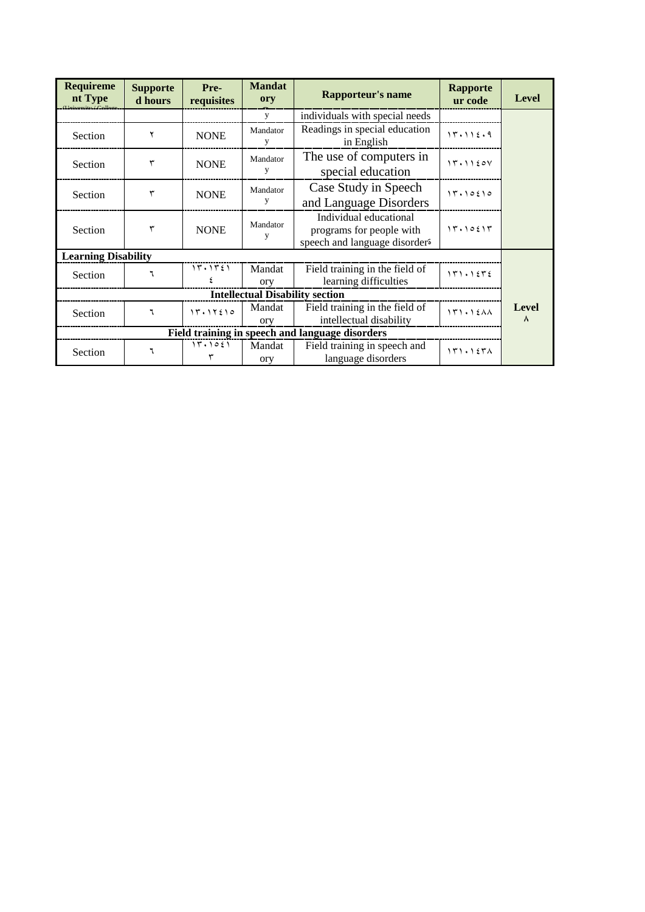| Requirement Type (University / College... | Supported hours | Pre-requisites | Mandatory | Rapporteur's name | Rapporteur code | Level |
|---|---|---|---|---|---|---|
| | | | y | individuals with special needs | | |
| Section | ٢ | NONE | Mandatory | Readings in special education in English | ١٣٠١١٤٠٩ | |
| Section | ٣ | NONE | Mandatory | The use of computers in special education | ١٣٠١١٤٥٧ | |
| Section | ٣ | NONE | Mandatory | Case Study in Speech and Language Disorders | ١٣٠١٥٤١٥ | |
| Section | ٣ | NONE | Mandatory | Individual educational programs for people with speech and language disorders | ١٣٠١٥٤١٣ | |
| **Learning Disability** | | | | | | **Level ٨** |
| Section | ٦ | ١٣٠١٣٤١٤ | Mandatory | Field training in the field of learning difficulties | ١٣١٠١٤٣٤ | |
| **Intellectual Disability section** | | | | | | |
| Section | ٦ | ١٣٠١٢٤١٥ | Mandatory | Field training in the field of intellectual disability | ١٣١٠١٤٨٨ | |
| **Field training in speech and language disorders** | | | | | | |
| Section | ٦ | ١٣٠١٥٤١٣ | Mandatory | Field training in speech and language disorders | ١٣١٠١٤٣٨ | |